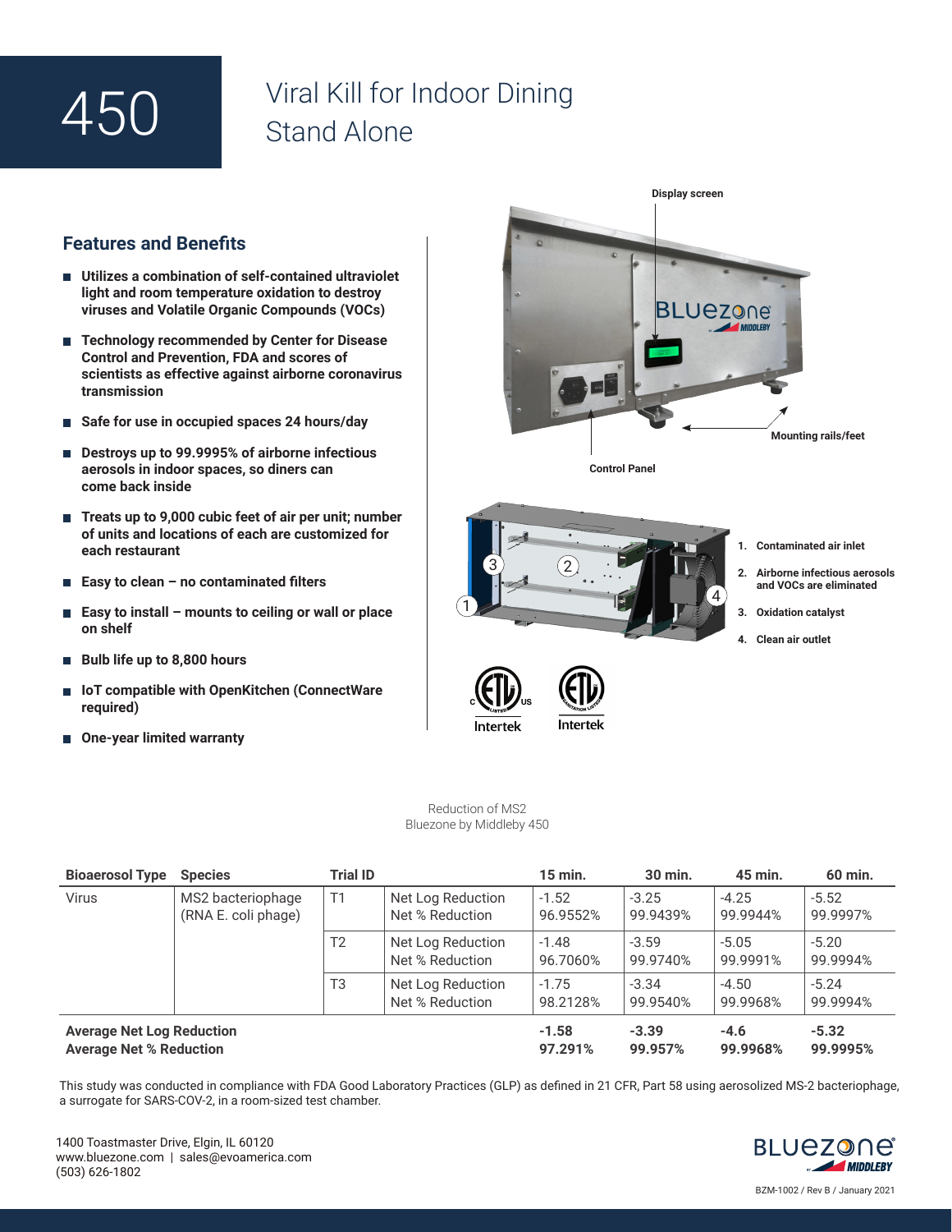# 450 Viral Kill for Indoor Dining Stand Alone

## Features and Benefits

- **Utilizes a combination of self-contained ultraviolet light and room temperature oxidation to destroy viruses and Volatile Organic Compounds (VOCs)**
- **Technology recommended by Center for Disease Control and Prevention, FDA and scores of scientists as effective against airborne coronavirus transmission**
- **Safe for use in occupied spaces 24 hours/day**
- **Destroys up to 99.9995% of airborne infectious aerosols in indoor spaces, so diners can come back inside**
- **Treats up to 9,000 cubic feet of air per unit; number of units and locations of each are customized for each restaurant**
- **Easy to clean – no contaminated filters**
- **Easy to install – mounts to ceiling or wall or place on shelf**
- **Bulb life up to 8,800 hours**
- **IoT compatible with OpenKitchen (ConnectWare required)**
- **One-year limited warranty**

**Display screen**

**Mounting rails/feet**

**Control Panel**

1. **Contaminated air inlet**
2. **Airborne infectious aerosols and VOCs are eliminated**
3. **Oxidation catalyst**
4. **Clean air outlet**

Intertek Intertek

Reduction of MS2
Bluezone by Middleby 450

| Bioaerosol Type | Species | Trial ID | | 15 min. | 30 min. | 45 min. | 60 min. |
|---|---|---|---|---|---|---|---|
| Virus | MS2 bacteriophage (RNA E. coli phage) | T1 | Net Log Reduction<br>Net % Reduction | -1.52<br>96.9552% | -3.25<br>99.9439% | -4.25<br>99.9944% | -5.52<br>99.9997% |
| | | T2 | Net Log Reduction<br>Net % Reduction | -1.48<br>96.7060% | -3.59<br>99.9740% | -5.05<br>99.9991% | -5.20<br>99.9994% |
| | | T3 | Net Log Reduction<br>Net % Reduction | -1.75<br>98.2128% | -3.34<br>99.9540% | -4.50<br>99.9968% | -5.24<br>99.9994% |
| **Average Net Log Reduction**<br>**Average Net % Reduction** | | | | **-1.58**<br>**97.291%** | **-3.39**<br>**99.957%** | **-4.6**<br>**99.9968%** | **-5.32**<br>**99.9995%** |

This study was conducted in compliance with FDA Good Laboratory Practices (GLP) as defined in 21 CFR, Part 58 using aerosolized MS-2 bacteriophage, a surrogate for SARS-COV-2, in a room-sized test chamber.

1400 Toastmaster Drive, Elgin, IL 60120
www.bluezone.com | sales@evoamerica.com
(503) 626-1802

BZM-1002 / Rev B / January 2021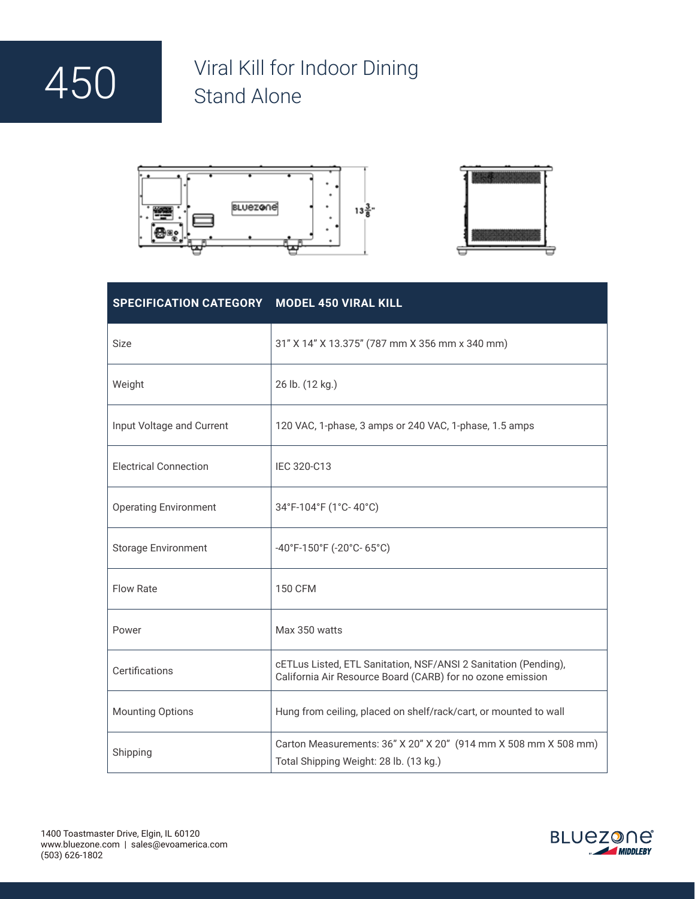# 450

## Viral Kill for Indoor Dining Stand Alone

13 3/8"

| SPECIFICATION CATEGORY | MODEL 450 VIRAL KILL |
|---|---|
| Size | 31" X 14" X 13.375" (787 mm X 356 mm x 340 mm) |
| Weight | 26 lb. (12 kg.) |
| Input Voltage and Current | 120 VAC, 1-phase, 3 amps or 240 VAC, 1-phase, 1.5 amps |
| Electrical Connection | IEC 320-C13 |
| Operating Environment | 34°F-104°F (1°C- 40°C) |
| Storage Environment | -40°F-150°F (-20°C- 65°C) |
| Flow Rate | 150 CFM |
| Power | Max 350 watts |
| Certifications | cETLus Listed, ETL Sanitation, NSF/ANSI 2 Sanitation (Pending), California Air Resource Board (CARB) for no ozone emission |
| Mounting Options | Hung from ceiling, placed on shelf/rack/cart, or mounted to wall |
| Shipping | Carton Measurements: 36" X 20" X 20" (914 mm X 508 mm X 508 mm) Total Shipping Weight: 28 lb. (13 kg.) |

1400 Toastmaster Drive, Elgin, IL 60120
www.bluezone.com | sales@evoamerica.com
(503) 626-1802

BLUEZONE by MIDDLEBY